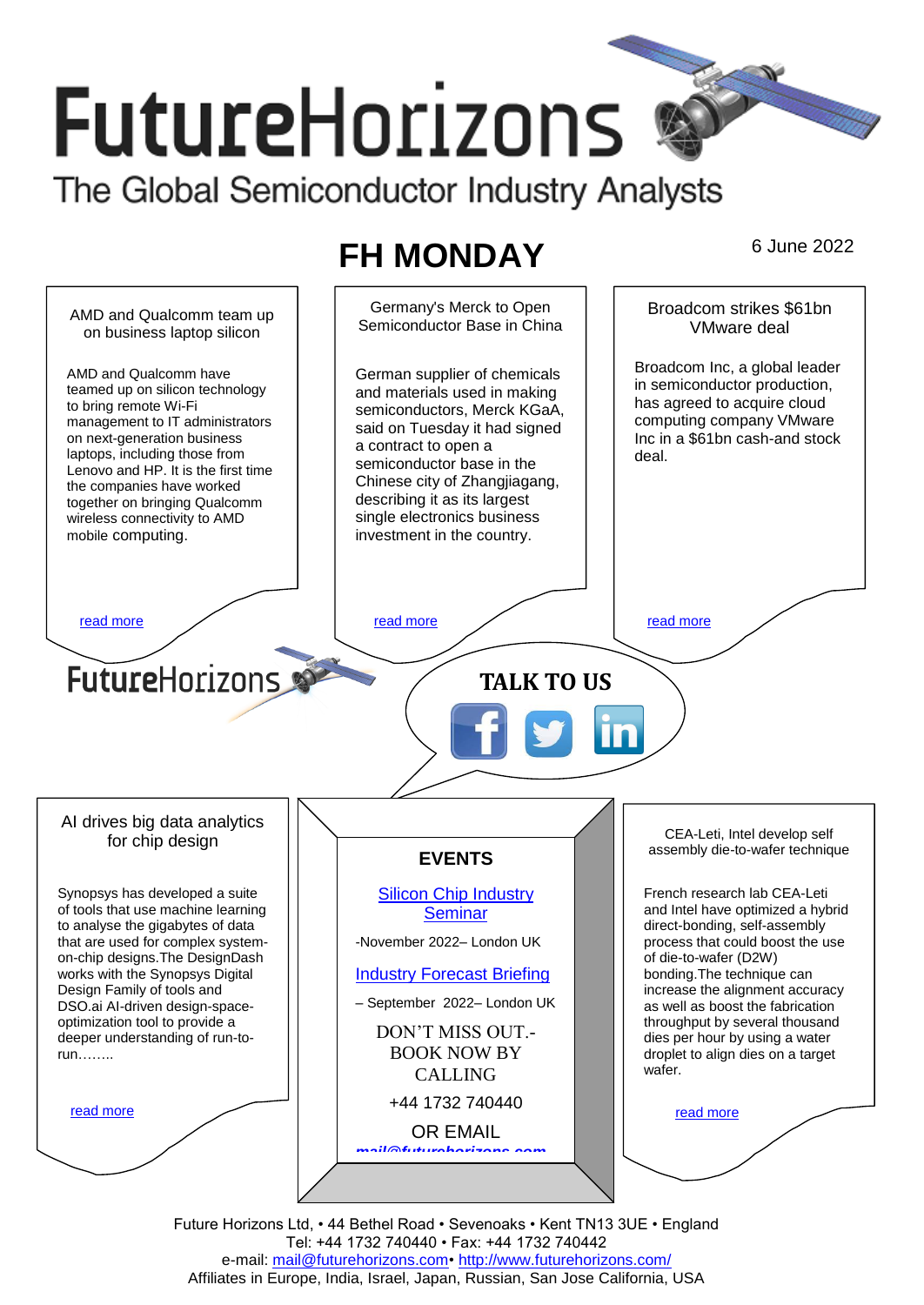# FutureHorizons

The Global Semiconductor Industry Analysts

## FH MONDAY

6 June 2022

### AMD and Qualcomm team up on business laptop silicon

AMD and Qualcomm have teamed up on silicon technology to bring remote Wi-Fi management to IT administrators on next-generation business laptops, including those from Lenovo and HP. It is the first time the companies have worked together on bringing Qualcomm wireless connectivity to AMD mobile computing.

read more

### Germany's Merck to Open Semiconductor Base in China

German supplier of chemicals and materials used in making semiconductors, Merck KGaA, said on Tuesday it had signed a contract to open a semiconductor base in the Chinese city of Zhangjiagang, describing it as its largest single electronics business investment in the country.

read more

### Broadcom strikes $61bn VMware deal

Broadcom Inc, a global leader in semiconductor production, has agreed to acquire cloud computing company VMware Inc in a $61bn cash-and stock deal.

read more

FutureHorizons

**TALK TO US**

### AI drives big data analytics for chip design

Synopsys has developed a suite of tools that use machine learning to analyse the gigabytes of data that are used for complex system-on-chip designs.The DesignDash works with the Synopsys Digital Design Family of tools and DSO.ai AI-driven design-space-optimization tool to provide a deeper understanding of run-to-run……..

read more

### EVENTS

Silicon Chip Industry Seminar

-November 2022– London UK

Industry Forecast Briefing

– September 2022– London UK

DON'T MISS OUT.- BOOK NOW BY CALLING

+44 1732 740440

OR EMAIL

mail@futurehorizons.com

### CEA-Leti, Intel develop self assembly die-to-wafer technique

French research lab CEA-Leti and Intel have optimized a hybrid direct-bonding, self-assembly process that could boost the use of die-to-wafer (D2W) bonding.The technique can increase the alignment accuracy as well as boost the fabrication throughput by several thousand dies per hour by using a water droplet to align dies on a target wafer.

read more

Future Horizons Ltd, • 44 Bethel Road • Sevenoaks • Kent TN13 3UE • England
Tel: +44 1732 740440 • Fax: +44 1732 740442
e-mail: mail@futurehorizons.com• http://www.futurehorizons.com/
Affiliates in Europe, India, Israel, Japan, Russian, San Jose California, USA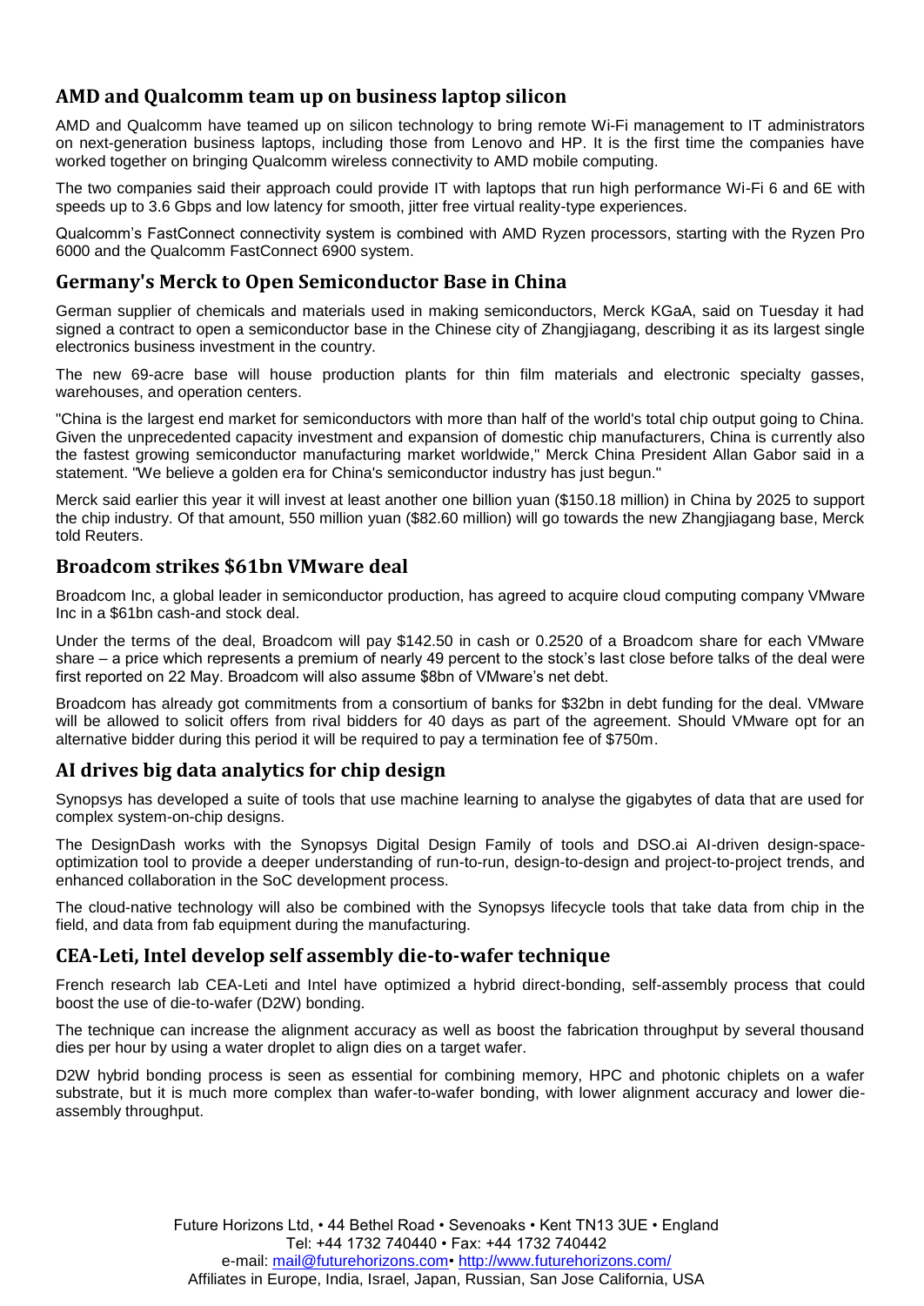## AMD and Qualcomm team up on business laptop silicon

AMD and Qualcomm have teamed up on silicon technology to bring remote Wi-Fi management to IT administrators on next-generation business laptops, including those from Lenovo and HP. It is the first time the companies have worked together on bringing Qualcomm wireless connectivity to AMD mobile computing.

The two companies said their approach could provide IT with laptops that run high performance Wi-Fi 6 and 6E with speeds up to 3.6 Gbps and low latency for smooth, jitter free virtual reality-type experiences.

Qualcomm's FastConnect connectivity system is combined with AMD Ryzen processors, starting with the Ryzen Pro 6000 and the Qualcomm FastConnect 6900 system.

## Germany's Merck to Open Semiconductor Base in China

German supplier of chemicals and materials used in making semiconductors, Merck KGaA, said on Tuesday it had signed a contract to open a semiconductor base in the Chinese city of Zhangjiagang, describing it as its largest single electronics business investment in the country.

The new 69-acre base will house production plants for thin film materials and electronic specialty gasses, warehouses, and operation centers.

"China is the largest end market for semiconductors with more than half of the world's total chip output going to China. Given the unprecedented capacity investment and expansion of domestic chip manufacturers, China is currently also the fastest growing semiconductor manufacturing market worldwide," Merck China President Allan Gabor said in a statement. "We believe a golden era for China's semiconductor industry has just begun."

Merck said earlier this year it will invest at least another one billion yuan ($150.18 million) in China by 2025 to support the chip industry. Of that amount, 550 million yuan ($82.60 million) will go towards the new Zhangjiagang base, Merck told Reuters.

## Broadcom strikes $61bn VMware deal

Broadcom Inc, a global leader in semiconductor production, has agreed to acquire cloud computing company VMware Inc in a $61bn cash-and stock deal.

Under the terms of the deal, Broadcom will pay $142.50 in cash or 0.2520 of a Broadcom share for each VMware share – a price which represents a premium of nearly 49 percent to the stock's last close before talks of the deal were first reported on 22 May. Broadcom will also assume $8bn of VMware's net debt.

Broadcom has already got commitments from a consortium of banks for $32bn in debt funding for the deal. VMware will be allowed to solicit offers from rival bidders for 40 days as part of the agreement. Should VMware opt for an alternative bidder during this period it will be required to pay a termination fee of $750m.

## AI drives big data analytics for chip design

Synopsys has developed a suite of tools that use machine learning to analyse the gigabytes of data that are used for complex system-on-chip designs.

The DesignDash works with the Synopsys Digital Design Family of tools and DSO.ai AI-driven design-space-optimization tool to provide a deeper understanding of run-to-run, design-to-design and project-to-project trends, and enhanced collaboration in the SoC development process.

The cloud-native technology will also be combined with the Synopsys lifecycle tools that take data from chip in the field, and data from fab equipment during the manufacturing.

## CEA-Leti, Intel develop self assembly die-to-wafer technique

French research lab CEA-Leti and Intel have optimized a hybrid direct-bonding, self-assembly process that could boost the use of die-to-wafer (D2W) bonding.

The technique can increase the alignment accuracy as well as boost the fabrication throughput by several thousand dies per hour by using a water droplet to align dies on a target wafer.

D2W hybrid bonding process is seen as essential for combining memory, HPC and photonic chiplets on a wafer substrate, but it is much more complex than wafer-to-wafer bonding, with lower alignment accuracy and lower die-assembly throughput.

Future Horizons Ltd, • 44 Bethel Road • Sevenoaks • Kent TN13 3UE • England
Tel: +44 1732 740440 • Fax: +44 1732 740442
e-mail: mail@futurehorizons.com• http://www.futurehorizons.com/
Affiliates in Europe, India, Israel, Japan, Russian, San Jose California, USA